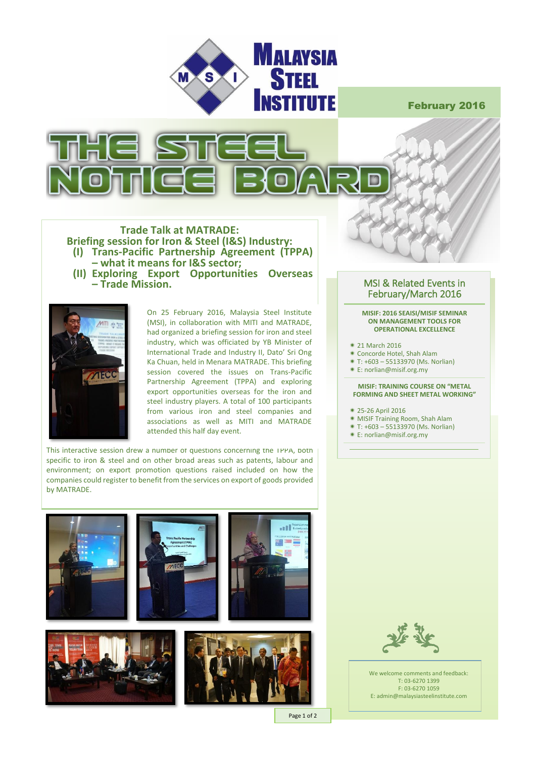# Malaysia Steel Institute

February 2016

# THE STEEL NOTICE BOARD

## Trade Talk at MATRADE: Briefing session for Iron & Steel (I&S) Industry:

**(I) Trans-Pacific Partnership Agreement (TPPA) – what it means for I&S sector;**

**(II) Exploring Export Opportunities Overseas – Trade Mission.**

On 25 February 2016, Malaysia Steel Institute (MSI), in collaboration with MITI and MATRADE, had organized a briefing session for iron and steel industry, which was officiated by YB Minister of International Trade and Industry II, Dato' Sri Ong Ka Chuan, held in Menara MATRADE. This briefing session covered the issues on Trans-Pacific Partnership Agreement (TPPA) and exploring export opportunities overseas for the iron and steel industry players. A total of 100 participants from various iron and steel companies and associations as well as MITI and MATRADE attended this half day event.

This interactive session drew a number of questions concerning the TPPA, both specific to iron & steel and on other broad areas such as patents, labour and environment; on export promotion questions raised included on how the companies could register to benefit from the services on export of goods provided by MATRADE.

## MSI & Related Events in February/March 2016

**MISIF: 2016 SEAISI/MISIF SEMINAR ON MANAGEMENT TOOLS FOR OPERATIONAL EXCELLENCE**

- 21 March 2016
- Concorde Hotel, Shah Alam
- T: +603 – 55133970 (Ms. Norlian)
- E: norlian@misif.org.my

**MISIF: TRAINING COURSE ON "METAL FORMING AND SHEET METAL WORKING"**

- 25-26 April 2016
- MISIF Training Room, Shah Alam
- T: +603 – 55133970 (Ms. Norlian)
- E: norlian@misif.org.my

We welcome comments and feedback:
T: 03-6270 1399
F: 03-6270 1059
E: admin@malaysiasteelinstitute.com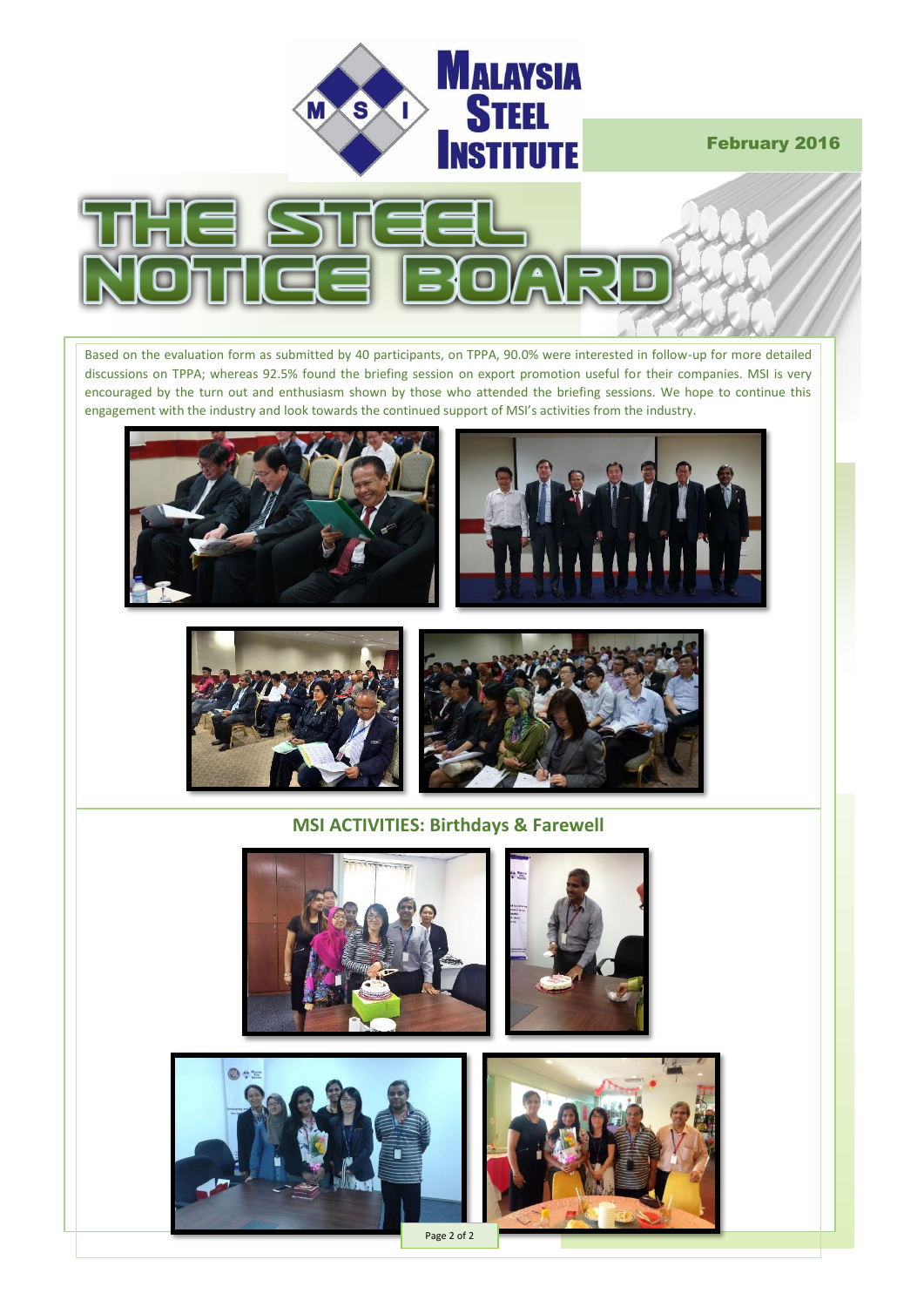February 2016

# THE STEEL NOTICE BOARD

Based on the evaluation form as submitted by 40 participants, on TPPA, 90.0% were interested in follow-up for more detailed discussions on TPPA; whereas 92.5% found the briefing session on export promotion useful for their companies. MSI is very encouraged by the turn out and enthusiasm shown by those who attended the briefing sessions. We hope to continue this engagement with the industry and look towards the continued support of MSI's activities from the industry.

## MSI ACTIVITIES: Birthdays & Farewell